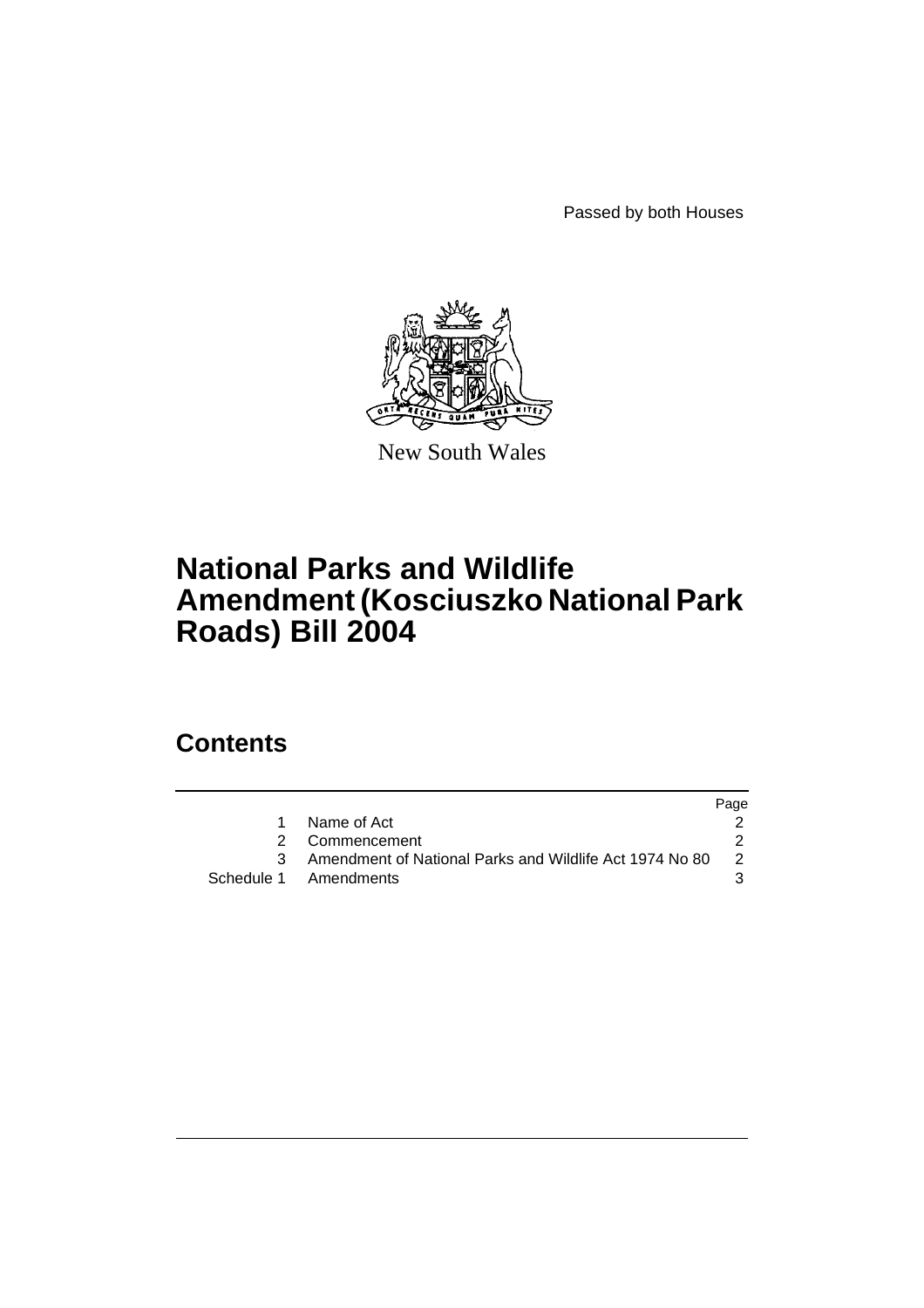Passed by both Houses

New South Wales

# National Parks and Wildlife Amendment (Kosciuszko National Park Roads) Bill 2004

## Contents

| | | Page |
|---|---|---|
| 1 | Name of Act | 2 |
| 2 | Commencement | 2 |
| 3 | Amendment of National Parks and Wildlife Act 1974 No 80 | 2 |
| Schedule 1 | Amendments | 3 |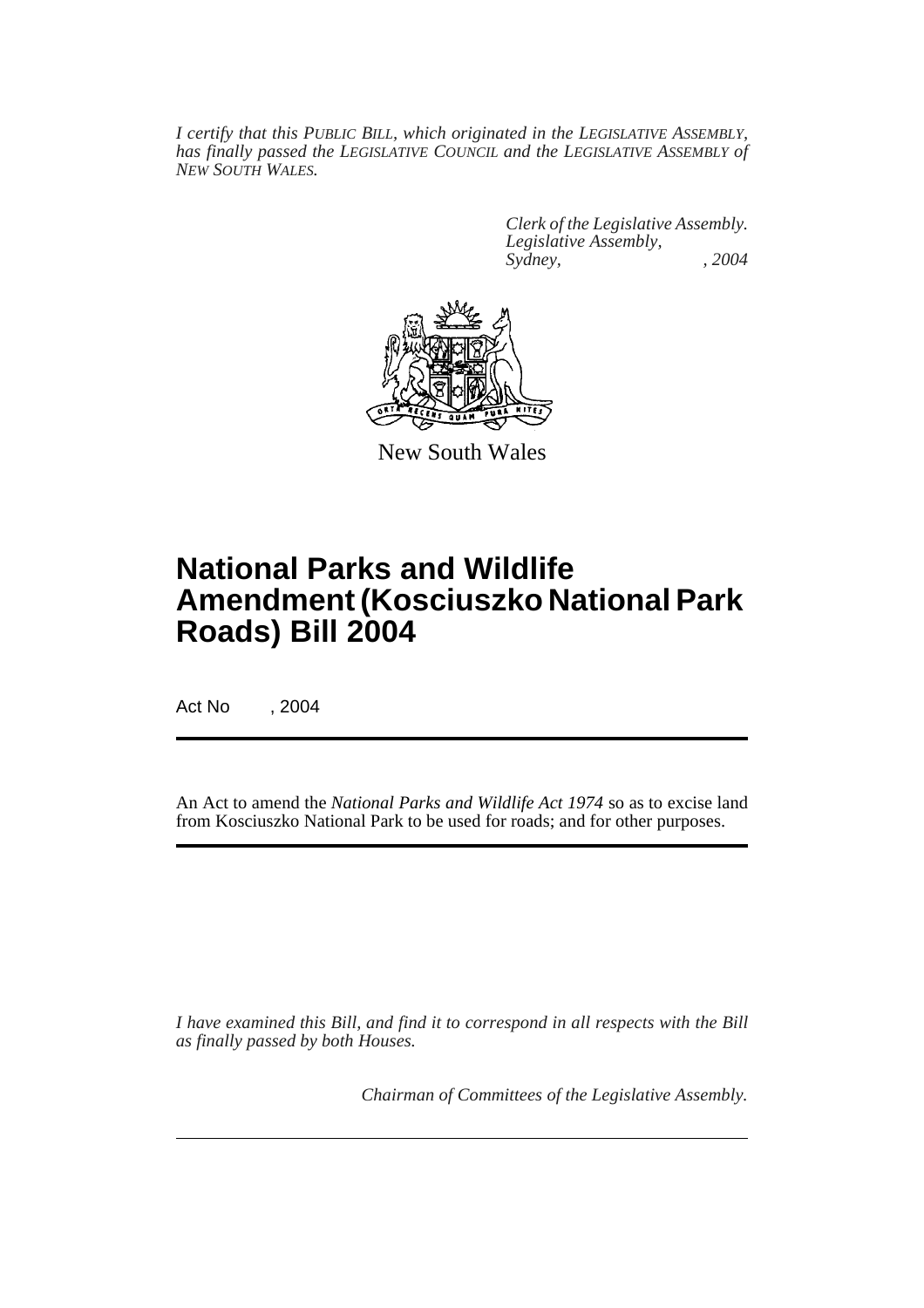*I certify that this PUBLIC BILL, which originated in the LEGISLATIVE ASSEMBLY, has finally passed the LEGISLATIVE COUNCIL and the LEGISLATIVE ASSEMBLY of NEW SOUTH WALES.*

*Clerk of the Legislative Assembly.*
*Legislative Assembly,*
*Sydney, , 2004*

New South Wales

# National Parks and Wildlife Amendment (Kosciuszko National Park Roads) Bill 2004

Act No , 2004

An Act to amend the *National Parks and Wildlife Act 1974* so as to excise land from Kosciuszko National Park to be used for roads; and for other purposes.

*I have examined this Bill, and find it to correspond in all respects with the Bill as finally passed by both Houses.*

*Chairman of Committees of the Legislative Assembly.*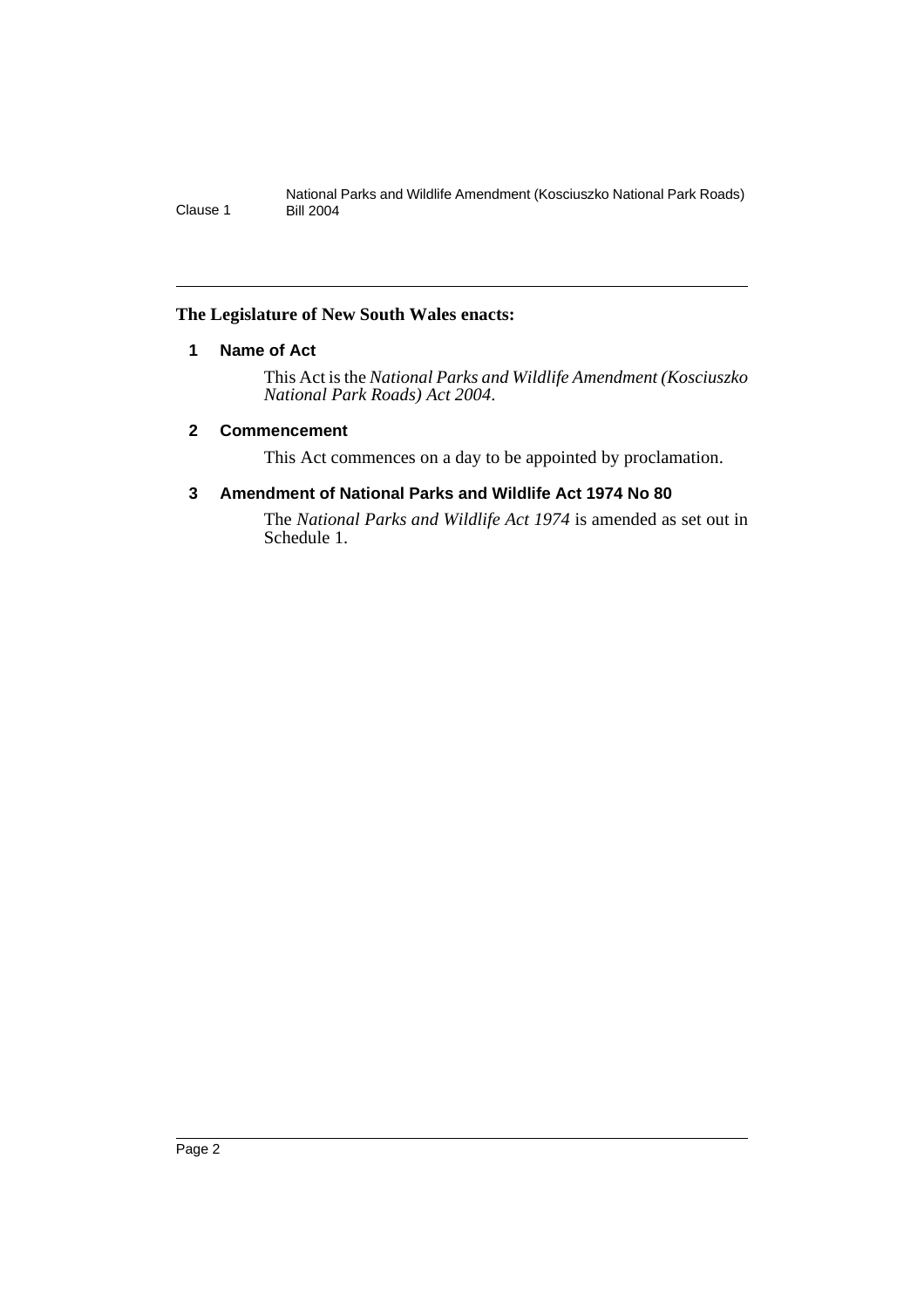**The Legislature of New South Wales enacts:**

## 1 Name of Act

This Act is the *National Parks and Wildlife Amendment (Kosciuszko National Park Roads) Act 2004*.

## 2 Commencement

This Act commences on a day to be appointed by proclamation.

## 3 Amendment of National Parks and Wildlife Act 1974 No 80

The *National Parks and Wildlife Act 1974* is amended as set out in Schedule 1.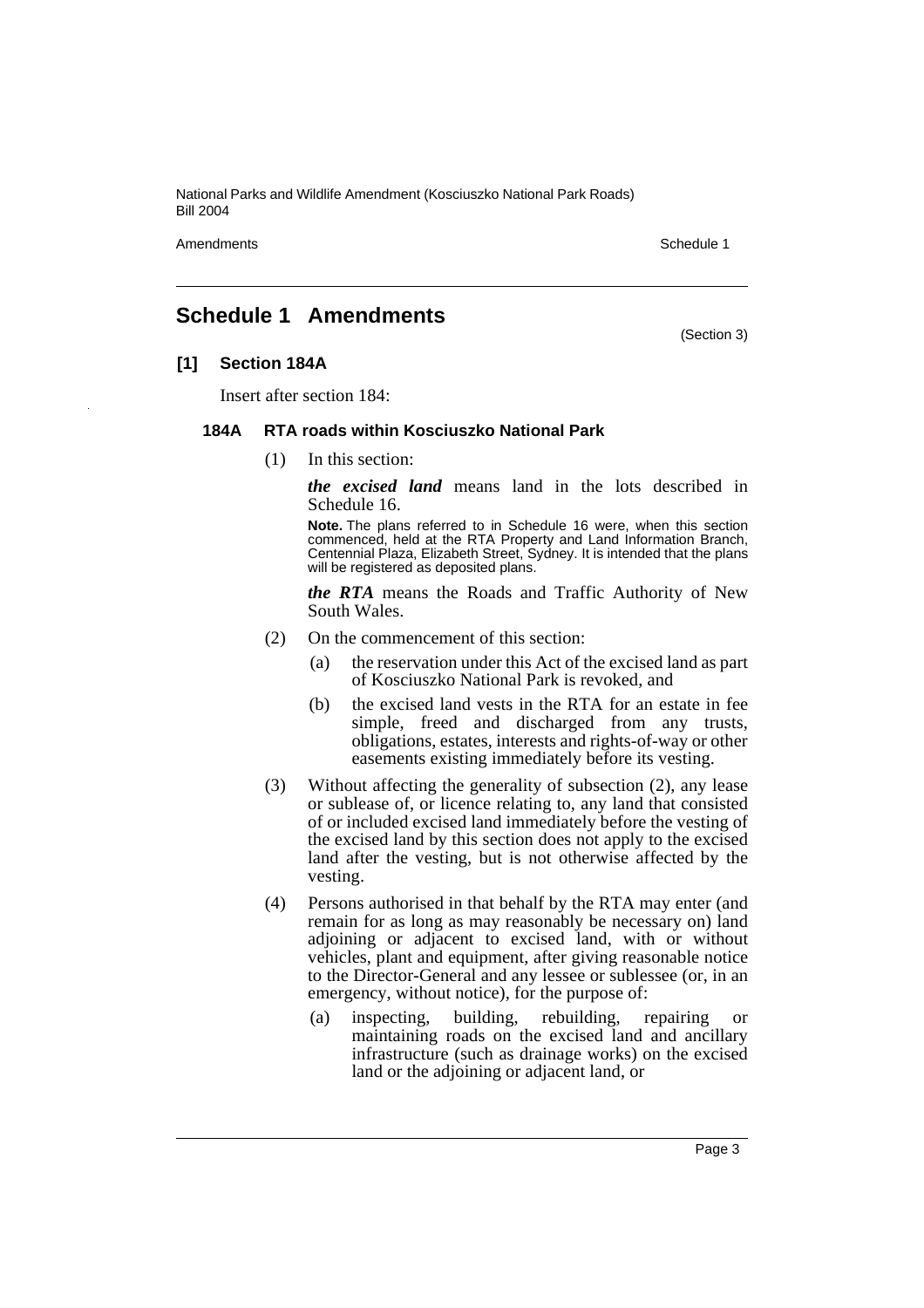# Schedule 1 Amendments

(Section 3)

## [1] Section 184A

Insert after section 184:

### 184A RTA roads within Kosciuszko National Park

(1) In this section:

***the excised land*** means land in the lots described in Schedule 16.

**Note.** The plans referred to in Schedule 16 were, when this section commenced, held at the RTA Property and Land Information Branch, Centennial Plaza, Elizabeth Street, Sydney. It is intended that the plans will be registered as deposited plans.

***the RTA*** means the Roads and Traffic Authority of New South Wales.

(2) On the commencement of this section:

- (a) the reservation under this Act of the excised land as part of Kosciuszko National Park is revoked, and
- (b) the excised land vests in the RTA for an estate in fee simple, freed and discharged from any trusts, obligations, estates, interests and rights-of-way or other easements existing immediately before its vesting.

(3) Without affecting the generality of subsection (2), any lease or sublease of, or licence relating to, any land that consisted of or included excised land immediately before the vesting of the excised land by this section does not apply to the excised land after the vesting, but is not otherwise affected by the vesting.

(4) Persons authorised in that behalf by the RTA may enter (and remain for as long as may reasonably be necessary on) land adjoining or adjacent to excised land, with or without vehicles, plant and equipment, after giving reasonable notice to the Director-General and any lessee or sublessee (or, in an emergency, without notice), for the purpose of:

- (a) inspecting, building, rebuilding, repairing or maintaining roads on the excised land and ancillary infrastructure (such as drainage works) on the excised land or the adjoining or adjacent land, or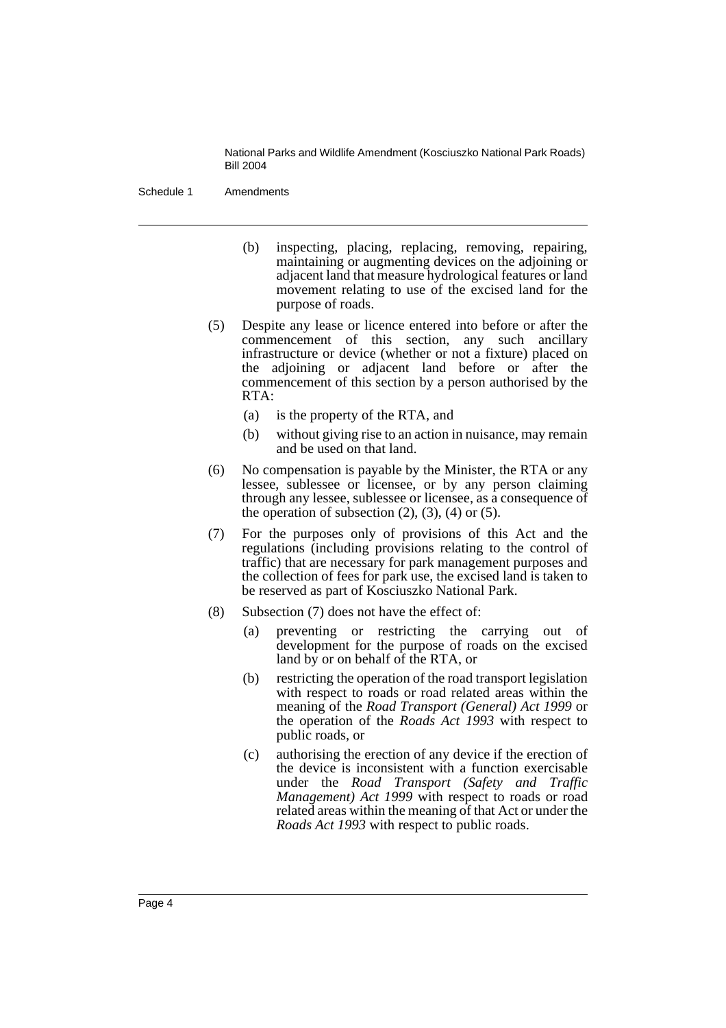(b) inspecting, placing, replacing, removing, repairing, maintaining or augmenting devices on the adjoining or adjacent land that measure hydrological features or land movement relating to use of the excised land for the purpose of roads.

(5) Despite any lease or licence entered into before or after the commencement of this section, any such ancillary infrastructure or device (whether or not a fixture) placed on the adjoining or adjacent land before or after the commencement of this section by a person authorised by the RTA:

(a) is the property of the RTA, and

(b) without giving rise to an action in nuisance, may remain and be used on that land.

(6) No compensation is payable by the Minister, the RTA or any lessee, sublessee or licensee, or by any person claiming through any lessee, sublessee or licensee, as a consequence of the operation of subsection (2), (3), (4) or (5).

(7) For the purposes only of provisions of this Act and the regulations (including provisions relating to the control of traffic) that are necessary for park management purposes and the collection of fees for park use, the excised land is taken to be reserved as part of Kosciuszko National Park.

(8) Subsection (7) does not have the effect of:

(a) preventing or restricting the carrying out of development for the purpose of roads on the excised land by or on behalf of the RTA, or

(b) restricting the operation of the road transport legislation with respect to roads or road related areas within the meaning of the *Road Transport (General) Act 1999* or the operation of the *Roads Act 1993* with respect to public roads, or

(c) authorising the erection of any device if the erection of the device is inconsistent with a function exercisable under the *Road Transport (Safety and Traffic Management) Act 1999* with respect to roads or road related areas within the meaning of that Act or under the *Roads Act 1993* with respect to public roads.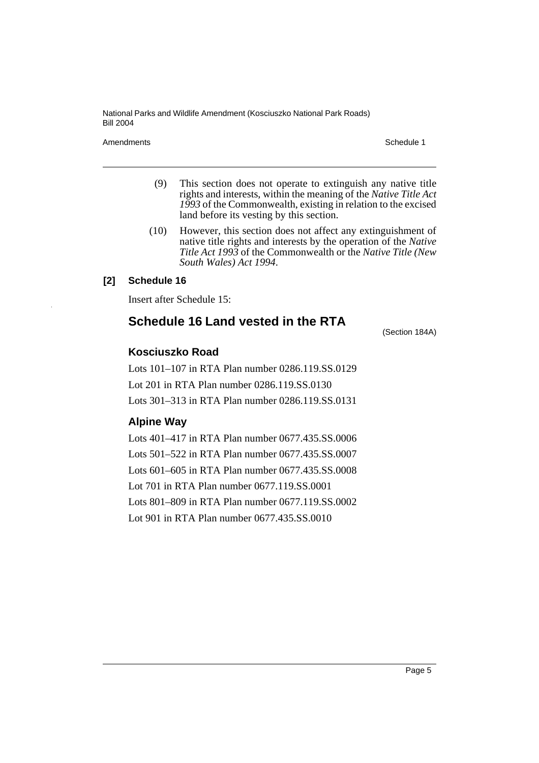(9) This section does not operate to extinguish any native title rights and interests, within the meaning of the *Native Title Act 1993* of the Commonwealth, existing in relation to the excised land before its vesting by this section.

(10) However, this section does not affect any extinguishment of native title rights and interests by the operation of the *Native Title Act 1993* of the Commonwealth or the *Native Title (New South Wales) Act 1994*.

**[2] Schedule 16**

Insert after Schedule 15:

## Schedule 16 Land vested in the RTA

(Section 184A)

### Kosciuszko Road

Lots 101–107 in RTA Plan number 0286.119.SS.0129

Lot 201 in RTA Plan number 0286.119.SS.0130

Lots 301–313 in RTA Plan number 0286.119.SS.0131

### Alpine Way

Lots 401–417 in RTA Plan number 0677.435.SS.0006

Lots 501–522 in RTA Plan number 0677.435.SS.0007

Lots 601–605 in RTA Plan number 0677.435.SS.0008

Lot 701 in RTA Plan number 0677.119.SS.0001

Lots 801–809 in RTA Plan number 0677.119.SS.0002

Lot 901 in RTA Plan number 0677.435.SS.0010